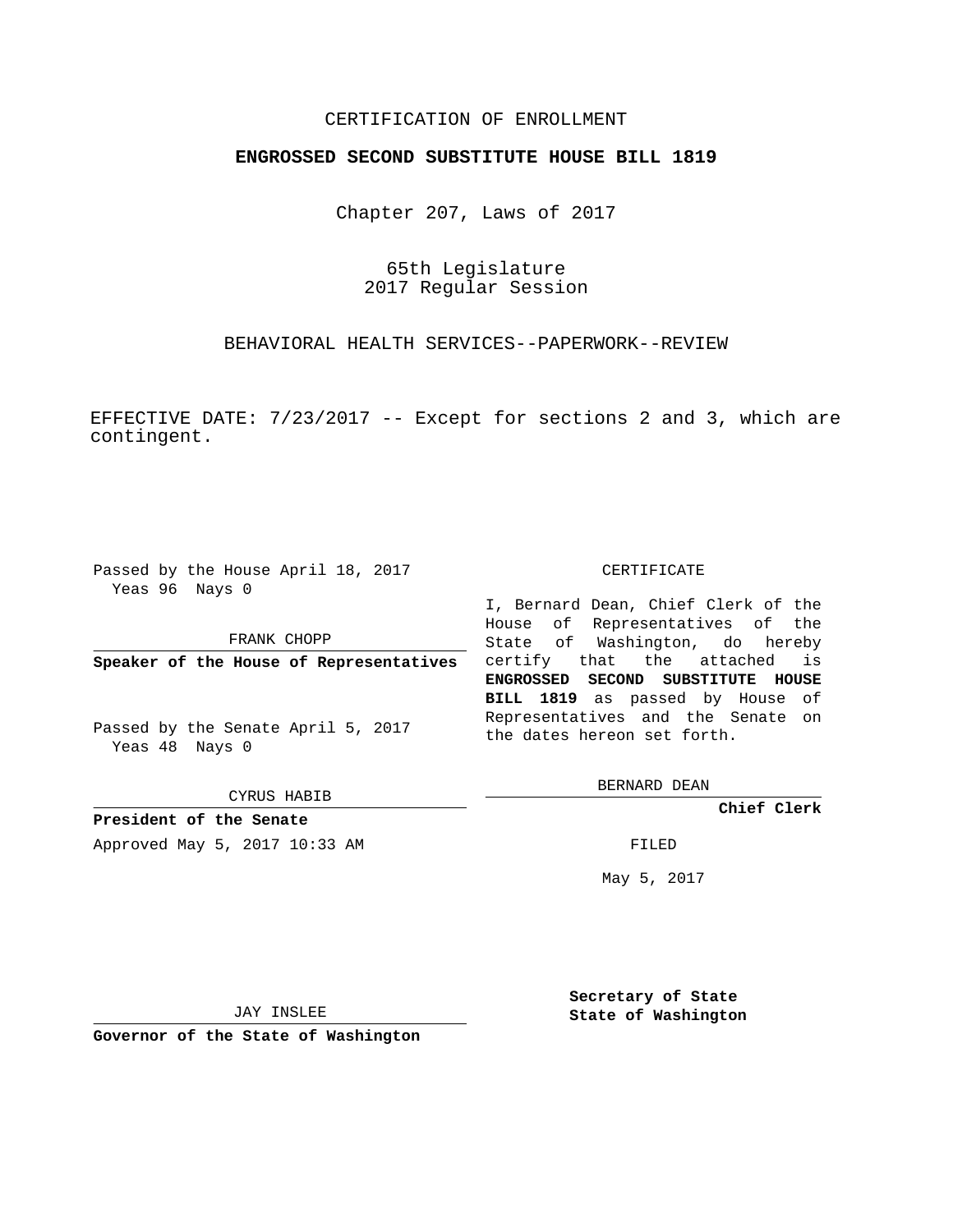CERTIFICATION OF ENROLLMENT

**ENGROSSED SECOND SUBSTITUTE HOUSE BILL 1819**

Chapter 207, Laws of 2017

65th Legislature
2017 Regular Session

BEHAVIORAL HEALTH SERVICES--PAPERWORK--REVIEW

EFFECTIVE DATE: 7/23/2017 -- Except for sections 2 and 3, which are contingent.

Passed by the House April 18, 2017
Yeas 96 Nays 0

FRANK CHOPP

**Speaker of the House of Representatives**

Passed by the Senate April 5, 2017
Yeas 48 Nays 0

CYRUS HABIB

**President of the Senate**

CERTIFICATE

I, Bernard Dean, Chief Clerk of the House of Representatives of the State of Washington, do hereby certify that the attached is **ENGROSSED SECOND SUBSTITUTE HOUSE BILL 1819** as passed by House of Representatives and the Senate on the dates hereon set forth.

BERNARD DEAN

**Chief Clerk**

Approved May 5, 2017 10:33 AM

FILED

May 5, 2017

JAY INSLEE

**Governor of the State of Washington**

**Secretary of State**
**State of Washington**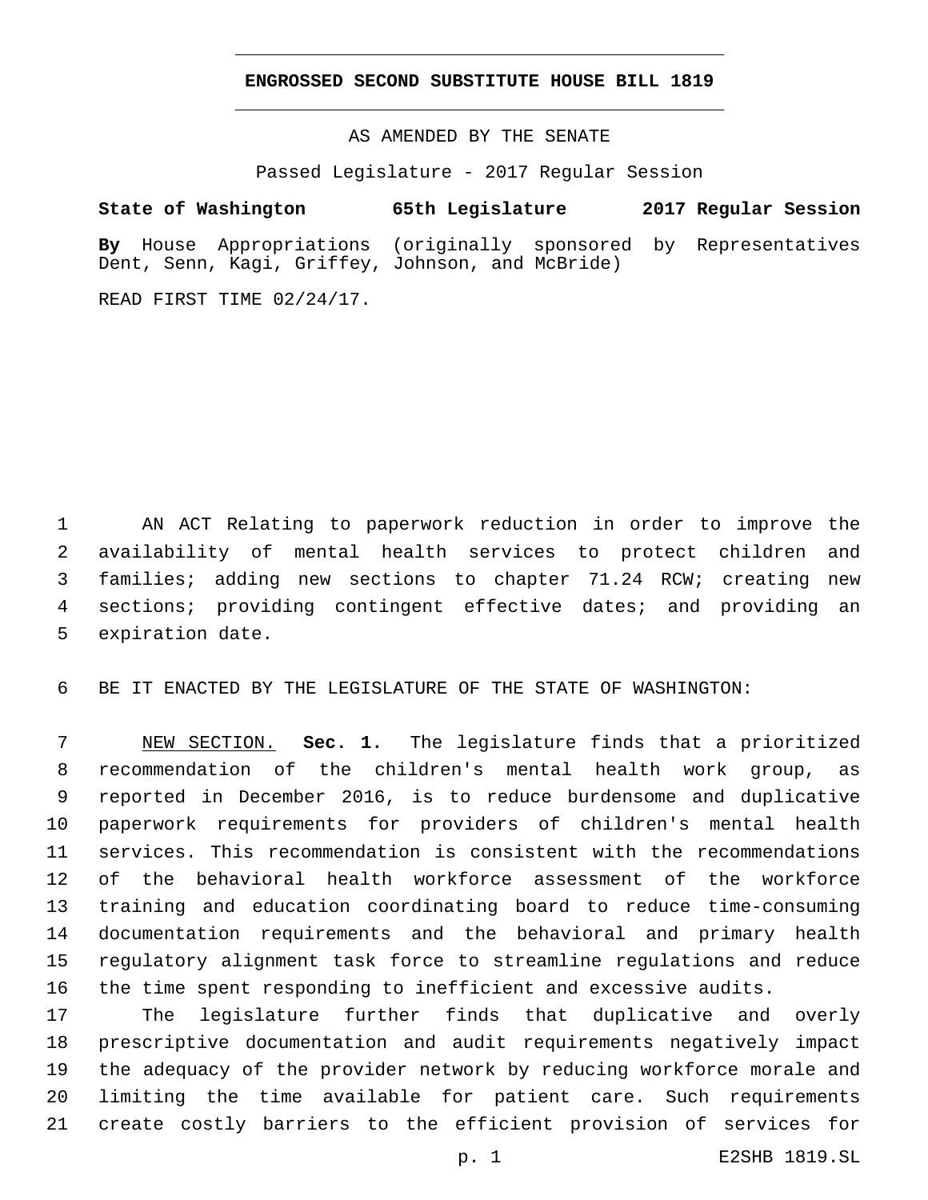# ENGROSSED SECOND SUBSTITUTE HOUSE BILL 1819

AS AMENDED BY THE SENATE

Passed Legislature - 2017 Regular Session

**State of Washington 65th Legislature 2017 Regular Session**

**By** House Appropriations (originally sponsored by Representatives Dent, Senn, Kagi, Griffey, Johnson, and McBride)

READ FIRST TIME 02/24/17.

AN ACT Relating to paperwork reduction in order to improve the availability of mental health services to protect children and families; adding new sections to chapter 71.24 RCW; creating new sections; providing contingent effective dates; and providing an expiration date.

BE IT ENACTED BY THE LEGISLATURE OF THE STATE OF WASHINGTON:

NEW SECTION. **Sec. 1.** The legislature finds that a prioritized recommendation of the children's mental health work group, as reported in December 2016, is to reduce burdensome and duplicative paperwork requirements for providers of children's mental health services. This recommendation is consistent with the recommendations of the behavioral health workforce assessment of the workforce training and education coordinating board to reduce time-consuming documentation requirements and the behavioral and primary health regulatory alignment task force to streamline regulations and reduce the time spent responding to inefficient and excessive audits.

The legislature further finds that duplicative and overly prescriptive documentation and audit requirements negatively impact the adequacy of the provider network by reducing workforce morale and limiting the time available for patient care. Such requirements create costly barriers to the efficient provision of services for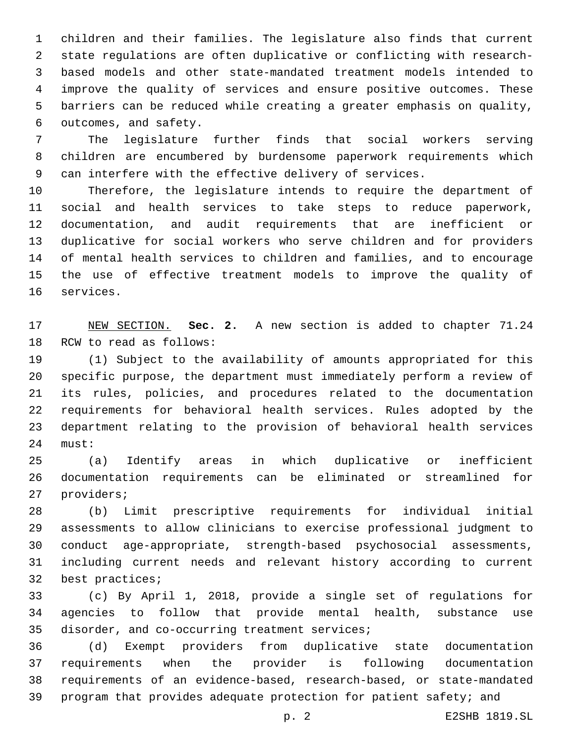children and their families. The legislature also finds that current state regulations are often duplicative or conflicting with research-based models and other state-mandated treatment models intended to improve the quality of services and ensure positive outcomes. These barriers can be reduced while creating a greater emphasis on quality, outcomes, and safety.

The legislature further finds that social workers serving children are encumbered by burdensome paperwork requirements which can interfere with the effective delivery of services.

Therefore, the legislature intends to require the department of social and health services to take steps to reduce paperwork, documentation, and audit requirements that are inefficient or duplicative for social workers who serve children and for providers of mental health services to children and families, and to encourage the use of effective treatment models to improve the quality of services.

NEW SECTION. **Sec. 2.** A new section is added to chapter 71.24 RCW to read as follows:

(1) Subject to the availability of amounts appropriated for this specific purpose, the department must immediately perform a review of its rules, policies, and procedures related to the documentation requirements for behavioral health services. Rules adopted by the department relating to the provision of behavioral health services must:

(a) Identify areas in which duplicative or inefficient documentation requirements can be eliminated or streamlined for providers;

(b) Limit prescriptive requirements for individual initial assessments to allow clinicians to exercise professional judgment to conduct age-appropriate, strength-based psychosocial assessments, including current needs and relevant history according to current best practices;

(c) By April 1, 2018, provide a single set of regulations for agencies to follow that provide mental health, substance use disorder, and co-occurring treatment services;

(d) Exempt providers from duplicative state documentation requirements when the provider is following documentation requirements of an evidence-based, research-based, or state-mandated program that provides adequate protection for patient safety; and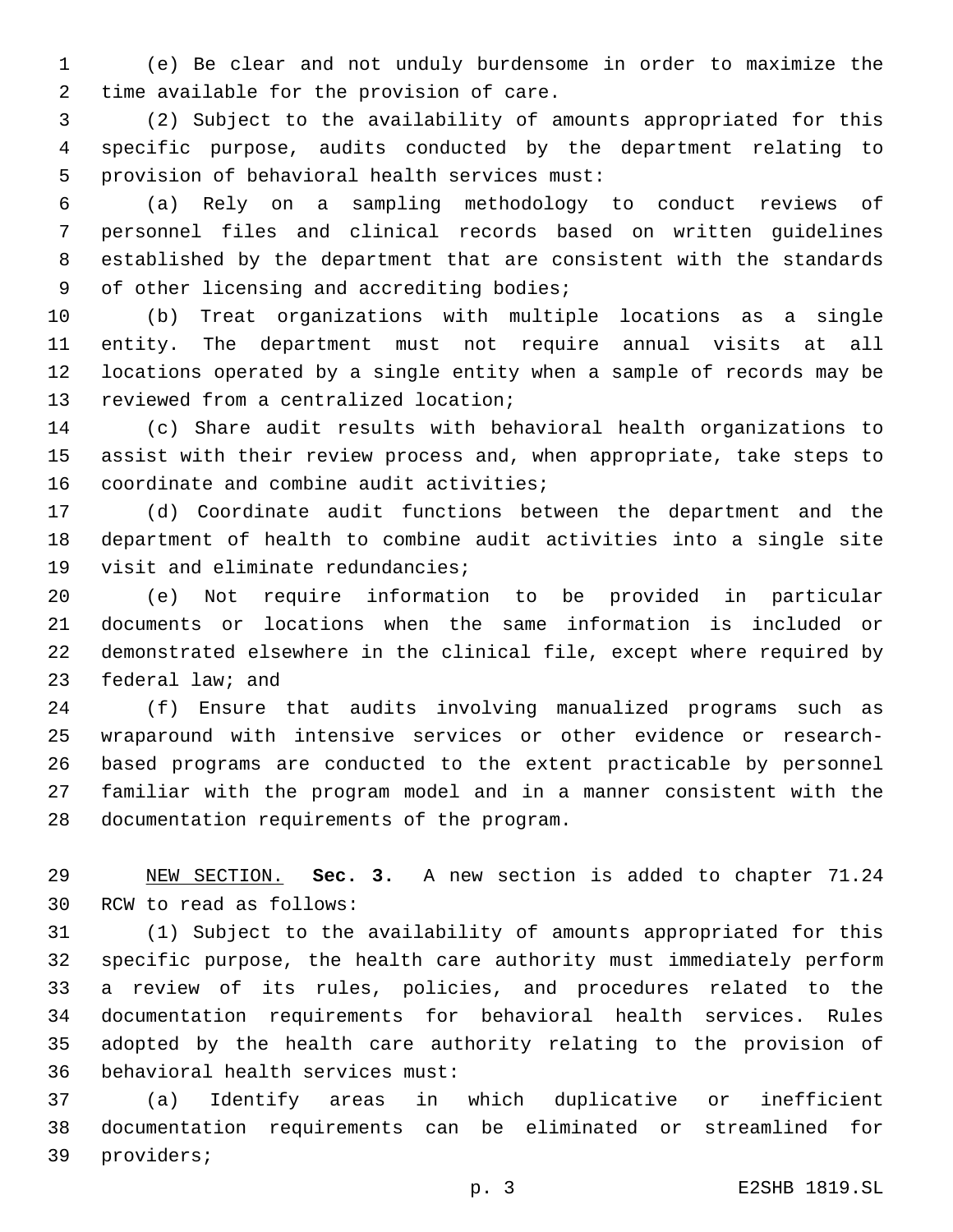(e) Be clear and not unduly burdensome in order to maximize the time available for the provision of care.

(2) Subject to the availability of amounts appropriated for this specific purpose, audits conducted by the department relating to provision of behavioral health services must:

(a) Rely on a sampling methodology to conduct reviews of personnel files and clinical records based on written guidelines established by the department that are consistent with the standards of other licensing and accrediting bodies;

(b) Treat organizations with multiple locations as a single entity. The department must not require annual visits at all locations operated by a single entity when a sample of records may be reviewed from a centralized location;

(c) Share audit results with behavioral health organizations to assist with their review process and, when appropriate, take steps to coordinate and combine audit activities;

(d) Coordinate audit functions between the department and the department of health to combine audit activities into a single site visit and eliminate redundancies;

(e) Not require information to be provided in particular documents or locations when the same information is included or demonstrated elsewhere in the clinical file, except where required by federal law; and

(f) Ensure that audits involving manualized programs such as wraparound with intensive services or other evidence or research-based programs are conducted to the extent practicable by personnel familiar with the program model and in a manner consistent with the documentation requirements of the program.

NEW SECTION. **Sec. 3.** A new section is added to chapter 71.24 RCW to read as follows:

(1) Subject to the availability of amounts appropriated for this specific purpose, the health care authority must immediately perform a review of its rules, policies, and procedures related to the documentation requirements for behavioral health services. Rules adopted by the health care authority relating to the provision of behavioral health services must:

(a) Identify areas in which duplicative or inefficient documentation requirements can be eliminated or streamlined for providers;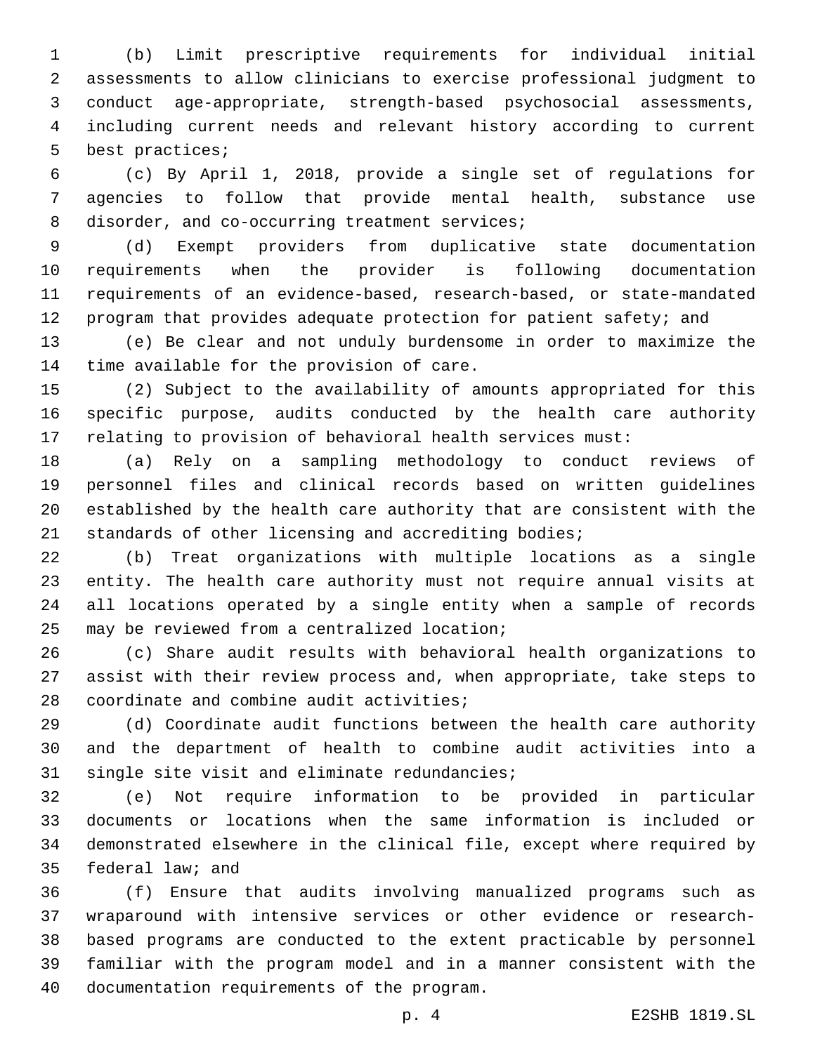(b) Limit prescriptive requirements for individual initial assessments to allow clinicians to exercise professional judgment to conduct age-appropriate, strength-based psychosocial assessments, including current needs and relevant history according to current best practices;

(c) By April 1, 2018, provide a single set of regulations for agencies to follow that provide mental health, substance use disorder, and co-occurring treatment services;

(d) Exempt providers from duplicative state documentation requirements when the provider is following documentation requirements of an evidence-based, research-based, or state-mandated program that provides adequate protection for patient safety; and

(e) Be clear and not unduly burdensome in order to maximize the time available for the provision of care.

(2) Subject to the availability of amounts appropriated for this specific purpose, audits conducted by the health care authority relating to provision of behavioral health services must:

(a) Rely on a sampling methodology to conduct reviews of personnel files and clinical records based on written guidelines established by the health care authority that are consistent with the standards of other licensing and accrediting bodies;

(b) Treat organizations with multiple locations as a single entity. The health care authority must not require annual visits at all locations operated by a single entity when a sample of records may be reviewed from a centralized location;

(c) Share audit results with behavioral health organizations to assist with their review process and, when appropriate, take steps to coordinate and combine audit activities;

(d) Coordinate audit functions between the health care authority and the department of health to combine audit activities into a single site visit and eliminate redundancies;

(e) Not require information to be provided in particular documents or locations when the same information is included or demonstrated elsewhere in the clinical file, except where required by federal law; and

(f) Ensure that audits involving manualized programs such as wraparound with intensive services or other evidence or research-based programs are conducted to the extent practicable by personnel familiar with the program model and in a manner consistent with the documentation requirements of the program.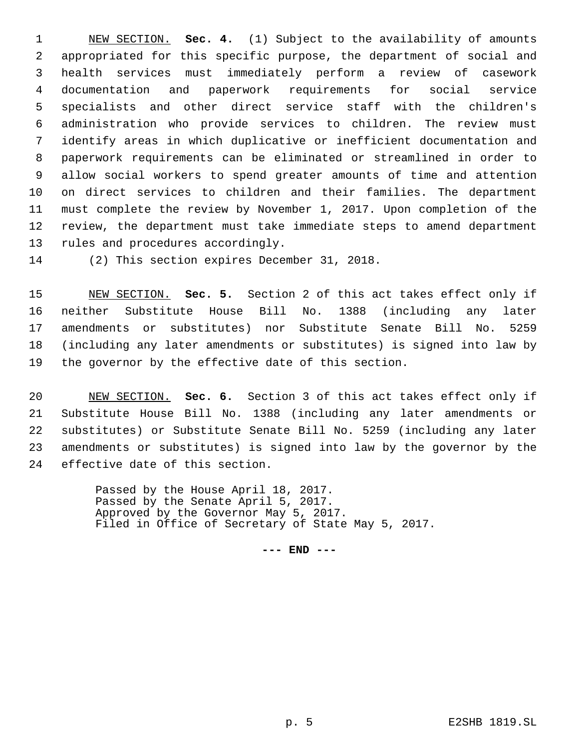NEW SECTION. **Sec. 4.** (1) Subject to the availability of amounts appropriated for this specific purpose, the department of social and health services must immediately perform a review of casework documentation and paperwork requirements for social service specialists and other direct service staff with the children's administration who provide services to children. The review must identify areas in which duplicative or inefficient documentation and paperwork requirements can be eliminated or streamlined in order to allow social workers to spend greater amounts of time and attention on direct services to children and their families. The department must complete the review by November 1, 2017. Upon completion of the review, the department must take immediate steps to amend department rules and procedures accordingly.

(2) This section expires December 31, 2018.

NEW SECTION. **Sec. 5.** Section 2 of this act takes effect only if neither Substitute House Bill No. 1388 (including any later amendments or substitutes) nor Substitute Senate Bill No. 5259 (including any later amendments or substitutes) is signed into law by the governor by the effective date of this section.

NEW SECTION. **Sec. 6.** Section 3 of this act takes effect only if Substitute House Bill No. 1388 (including any later amendments or substitutes) or Substitute Senate Bill No. 5259 (including any later amendments or substitutes) is signed into law by the governor by the effective date of this section.

Passed by the House April 18, 2017.
Passed by the Senate April 5, 2017.
Approved by the Governor May 5, 2017.
Filed in Office of Secretary of State May 5, 2017.

**--- END ---**